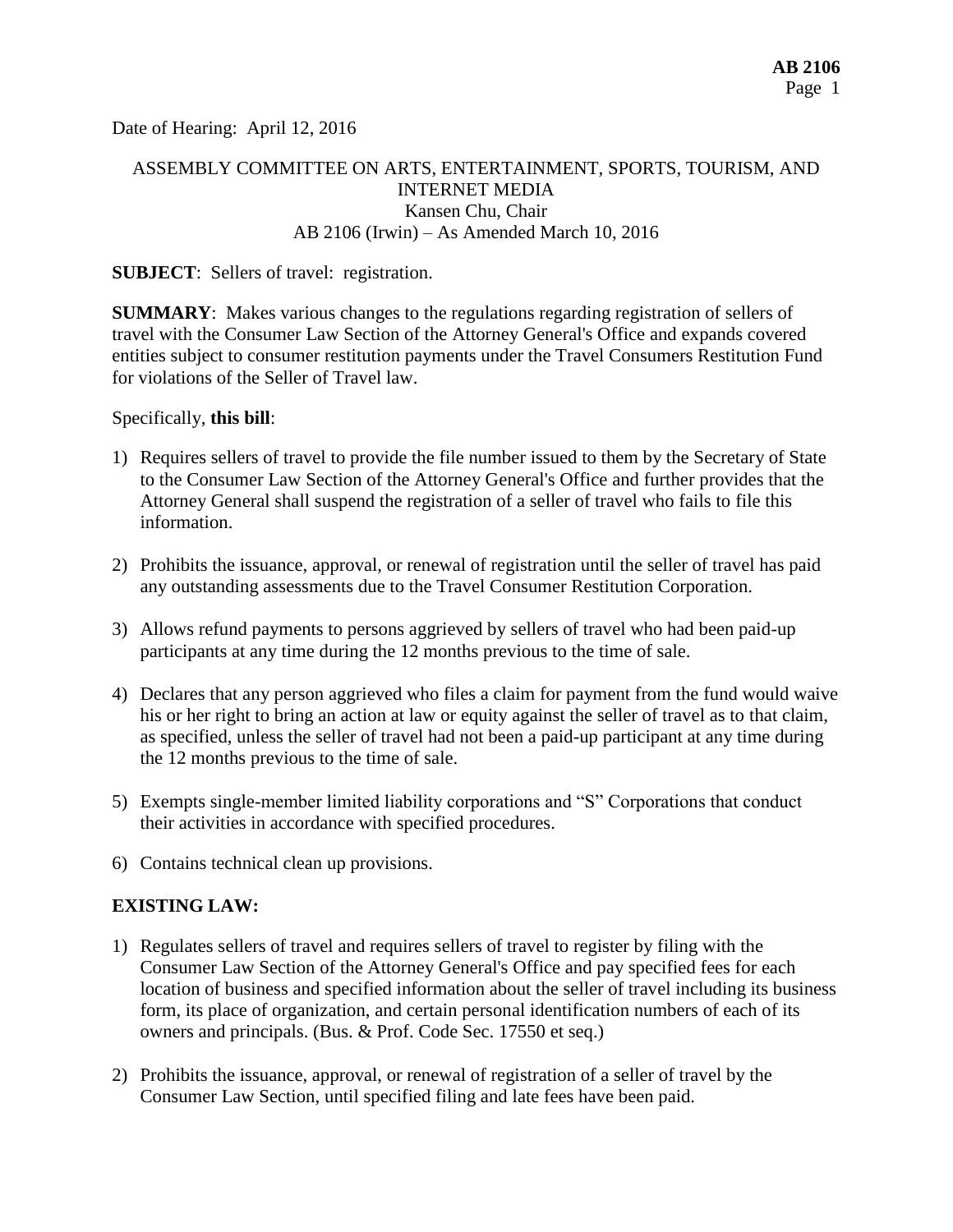Date of Hearing: April 12, 2016

ASSEMBLY COMMITTEE ON ARTS, ENTERTAINMENT, SPORTS, TOURISM, AND INTERNET MEDIA
Kansen Chu, Chair
AB 2106 (Irwin) – As Amended March 10, 2016

**SUBJECT**: Sellers of travel: registration.

**SUMMARY**: Makes various changes to the regulations regarding registration of sellers of travel with the Consumer Law Section of the Attorney General's Office and expands covered entities subject to consumer restitution payments under the Travel Consumers Restitution Fund for violations of the Seller of Travel law.

Specifically, **this bill**:

1) Requires sellers of travel to provide the file number issued to them by the Secretary of State to the Consumer Law Section of the Attorney General's Office and further provides that the Attorney General shall suspend the registration of a seller of travel who fails to file this information.

2) Prohibits the issuance, approval, or renewal of registration until the seller of travel has paid any outstanding assessments due to the Travel Consumer Restitution Corporation.

3) Allows refund payments to persons aggrieved by sellers of travel who had been paid-up participants at any time during the 12 months previous to the time of sale.

4) Declares that any person aggrieved who files a claim for payment from the fund would waive his or her right to bring an action at law or equity against the seller of travel as to that claim, as specified, unless the seller of travel had not been a paid-up participant at any time during the 12 months previous to the time of sale.

5) Exempts single-member limited liability corporations and "S" Corporations that conduct their activities in accordance with specified procedures.

6) Contains technical clean up provisions.

**EXISTING LAW:**

1) Regulates sellers of travel and requires sellers of travel to register by filing with the Consumer Law Section of the Attorney General's Office and pay specified fees for each location of business and specified information about the seller of travel including its business form, its place of organization, and certain personal identification numbers of each of its owners and principals. (Bus. & Prof. Code Sec. 17550 et seq.)

2) Prohibits the issuance, approval, or renewal of registration of a seller of travel by the Consumer Law Section, until specified filing and late fees have been paid.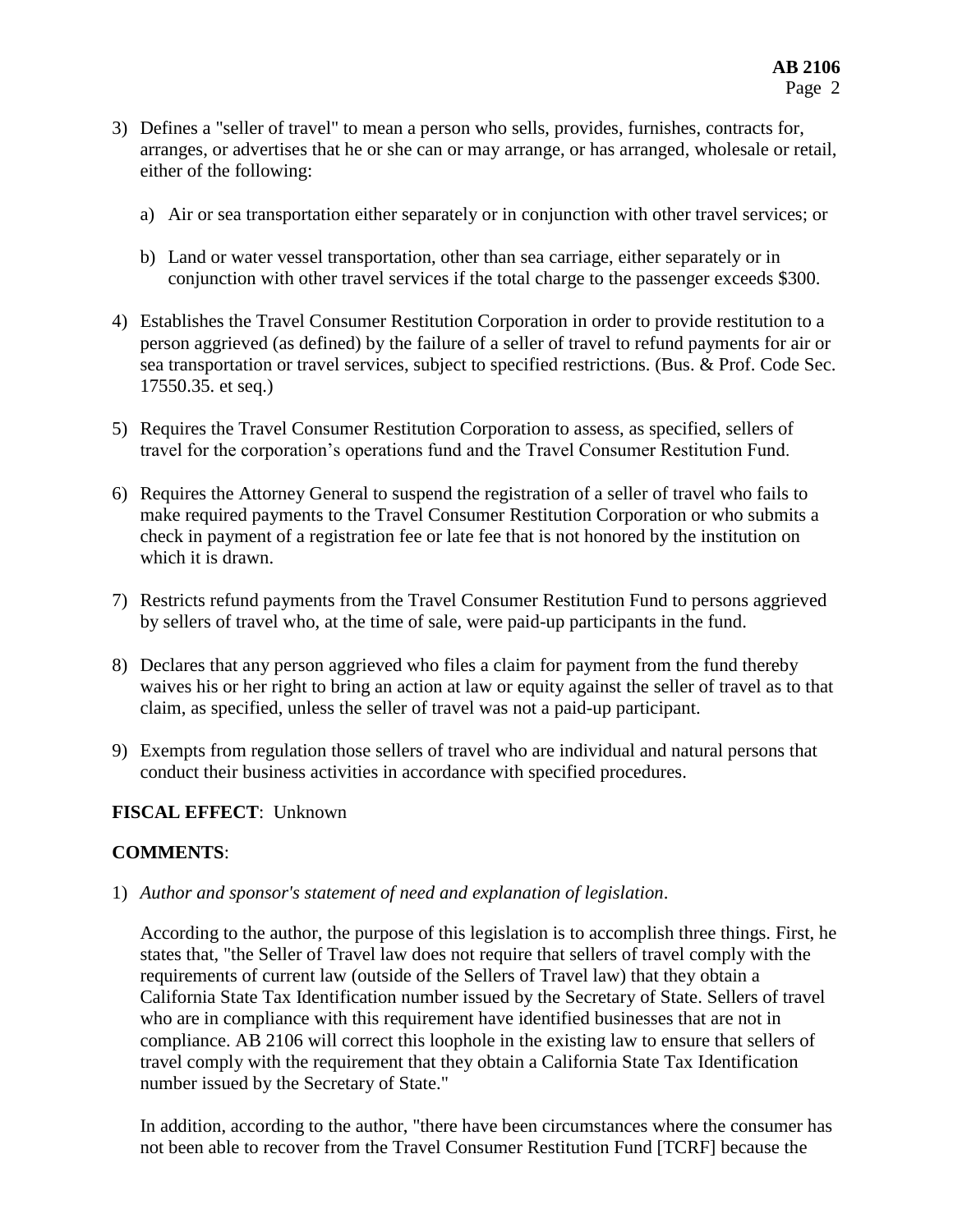3) Defines a "seller of travel" to mean a person who sells, provides, furnishes, contracts for, arranges, or advertises that he or she can or may arrange, or has arranged, wholesale or retail, either of the following:

   a) Air or sea transportation either separately or in conjunction with other travel services; or

   b) Land or water vessel transportation, other than sea carriage, either separately or in conjunction with other travel services if the total charge to the passenger exceeds $300.

4) Establishes the Travel Consumer Restitution Corporation in order to provide restitution to a person aggrieved (as defined) by the failure of a seller of travel to refund payments for air or sea transportation or travel services, subject to specified restrictions. (Bus. & Prof. Code Sec. 17550.35. et seq.)

5) Requires the Travel Consumer Restitution Corporation to assess, as specified, sellers of travel for the corporation's operations fund and the Travel Consumer Restitution Fund.

6) Requires the Attorney General to suspend the registration of a seller of travel who fails to make required payments to the Travel Consumer Restitution Corporation or who submits a check in payment of a registration fee or late fee that is not honored by the institution on which it is drawn.

7) Restricts refund payments from the Travel Consumer Restitution Fund to persons aggrieved by sellers of travel who, at the time of sale, were paid-up participants in the fund.

8) Declares that any person aggrieved who files a claim for payment from the fund thereby waives his or her right to bring an action at law or equity against the seller of travel as to that claim, as specified, unless the seller of travel was not a paid-up participant.

9) Exempts from regulation those sellers of travel who are individual and natural persons that conduct their business activities in accordance with specified procedures.

**FISCAL EFFECT**: Unknown

**COMMENTS**:

1) *Author and sponsor's statement of need and explanation of legislation*.

   According to the author, the purpose of this legislation is to accomplish three things. First, he states that, "the Seller of Travel law does not require that sellers of travel comply with the requirements of current law (outside of the Sellers of Travel law) that they obtain a California State Tax Identification number issued by the Secretary of State. Sellers of travel who are in compliance with this requirement have identified businesses that are not in compliance. AB 2106 will correct this loophole in the existing law to ensure that sellers of travel comply with the requirement that they obtain a California State Tax Identification number issued by the Secretary of State."

   In addition, according to the author, "there have been circumstances where the consumer has not been able to recover from the Travel Consumer Restitution Fund [TCRF] because the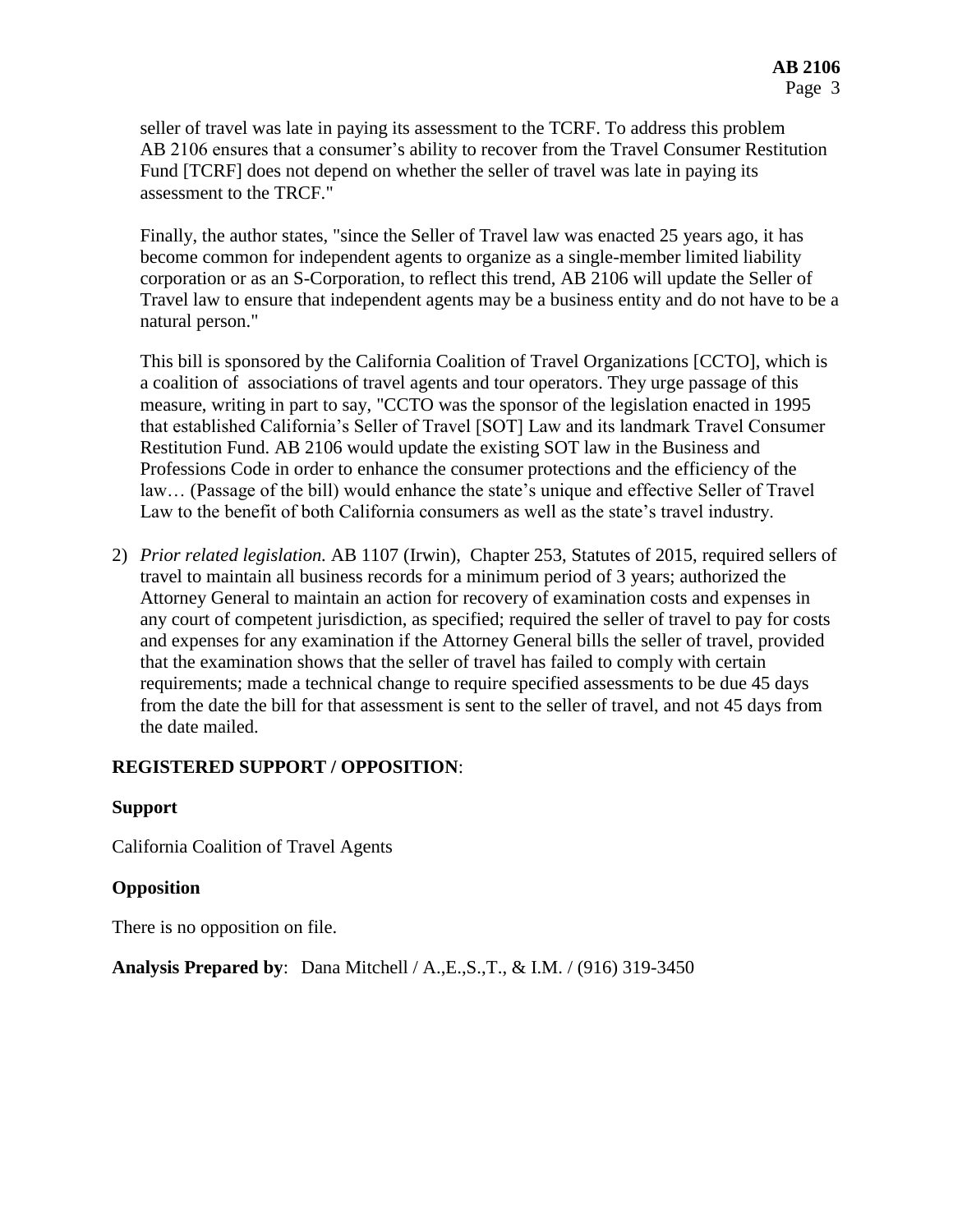seller of travel was late in paying its assessment to the TCRF. To address this problem AB 2106 ensures that a consumer's ability to recover from the Travel Consumer Restitution Fund [TCRF] does not depend on whether the seller of travel was late in paying its assessment to the TRCF."

Finally, the author states, "since the Seller of Travel law was enacted 25 years ago, it has become common for independent agents to organize as a single-member limited liability corporation or as an S-Corporation, to reflect this trend, AB 2106 will update the Seller of Travel law to ensure that independent agents may be a business entity and do not have to be a natural person."

This bill is sponsored by the California Coalition of Travel Organizations [CCTO], which is a coalition of associations of travel agents and tour operators. They urge passage of this measure, writing in part to say, "CCTO was the sponsor of the legislation enacted in 1995 that established California's Seller of Travel [SOT] Law and its landmark Travel Consumer Restitution Fund. AB 2106 would update the existing SOT law in the Business and Professions Code in order to enhance the consumer protections and the efficiency of the law… (Passage of the bill) would enhance the state's unique and effective Seller of Travel Law to the benefit of both California consumers as well as the state's travel industry.

2) *Prior related legislation.* AB 1107 (Irwin), Chapter 253, Statutes of 2015, required sellers of travel to maintain all business records for a minimum period of 3 years; authorized the Attorney General to maintain an action for recovery of examination costs and expenses in any court of competent jurisdiction, as specified; required the seller of travel to pay for costs and expenses for any examination if the Attorney General bills the seller of travel, provided that the examination shows that the seller of travel has failed to comply with certain requirements; made a technical change to require specified assessments to be due 45 days from the date the bill for that assessment is sent to the seller of travel, and not 45 days from the date mailed.

**REGISTERED SUPPORT / OPPOSITION**:

**Support**

California Coalition of Travel Agents

**Opposition**

There is no opposition on file.

**Analysis Prepared by**: Dana Mitchell / A.,E.,S.,T., & I.M. / (916) 319-3450